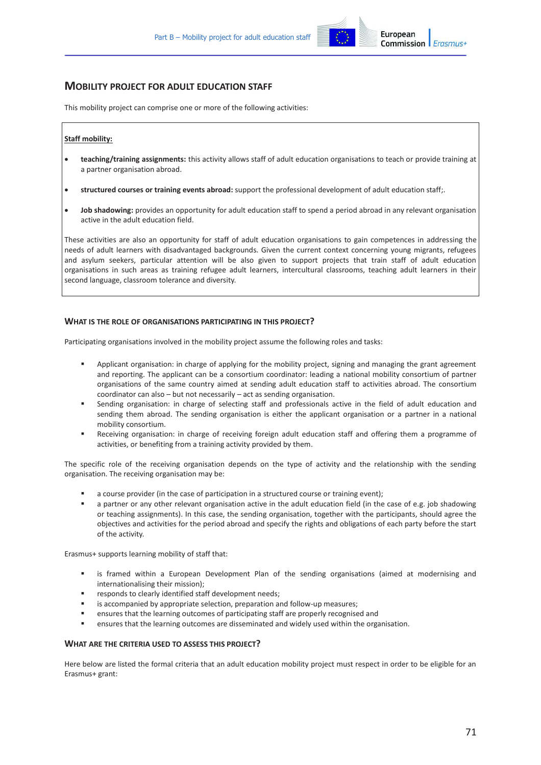## Mobility project for adult education staff

This mobility project can comprise one or more of the following activities:

**Staff mobility:**

- **teaching/training assignments:** this activity allows staff of adult education organisations to teach or provide training at a partner organisation abroad.
- **structured courses or training events abroad:** support the professional development of adult education staff;.
- **Job shadowing:** provides an opportunity for adult education staff to spend a period abroad in any relevant organisation active in the adult education field.

These activities are also an opportunity for staff of adult education organisations to gain competences in addressing the needs of adult learners with disadvantaged backgrounds. Given the current context concerning young migrants, refugees and asylum seekers, particular attention will be also given to support projects that train staff of adult education organisations in such areas as training refugee adult learners, intercultural classrooms, teaching adult learners in their second language, classroom tolerance and diversity.

### What is the role of organisations participating in this project?

Participating organisations involved in the mobility project assume the following roles and tasks:

- Applicant organisation: in charge of applying for the mobility project, signing and managing the grant agreement and reporting. The applicant can be a consortium coordinator: leading a national mobility consortium of partner organisations of the same country aimed at sending adult education staff to activities abroad. The consortium coordinator can also – but not necessarily – act as sending organisation.
- Sending organisation: in charge of selecting staff and professionals active in the field of adult education and sending them abroad. The sending organisation is either the applicant organisation or a partner in a national mobility consortium.
- Receiving organisation: in charge of receiving foreign adult education staff and offering them a programme of activities, or benefiting from a training activity provided by them.

The specific role of the receiving organisation depends on the type of activity and the relationship with the sending organisation. The receiving organisation may be:

- a course provider (in the case of participation in a structured course or training event);
- a partner or any other relevant organisation active in the adult education field (in the case of e.g. job shadowing or teaching assignments). In this case, the sending organisation, together with the participants, should agree the objectives and activities for the period abroad and specify the rights and obligations of each party before the start of the activity.

Erasmus+ supports learning mobility of staff that:

- is framed within a European Development Plan of the sending organisations (aimed at modernising and internationalising their mission);
- responds to clearly identified staff development needs;
- is accompanied by appropriate selection, preparation and follow-up measures;
- ensures that the learning outcomes of participating staff are properly recognised and
- ensures that the learning outcomes are disseminated and widely used within the organisation.

### What are the criteria used to assess this project?

Here below are listed the formal criteria that an adult education mobility project must respect in order to be eligible for an Erasmus+ grant: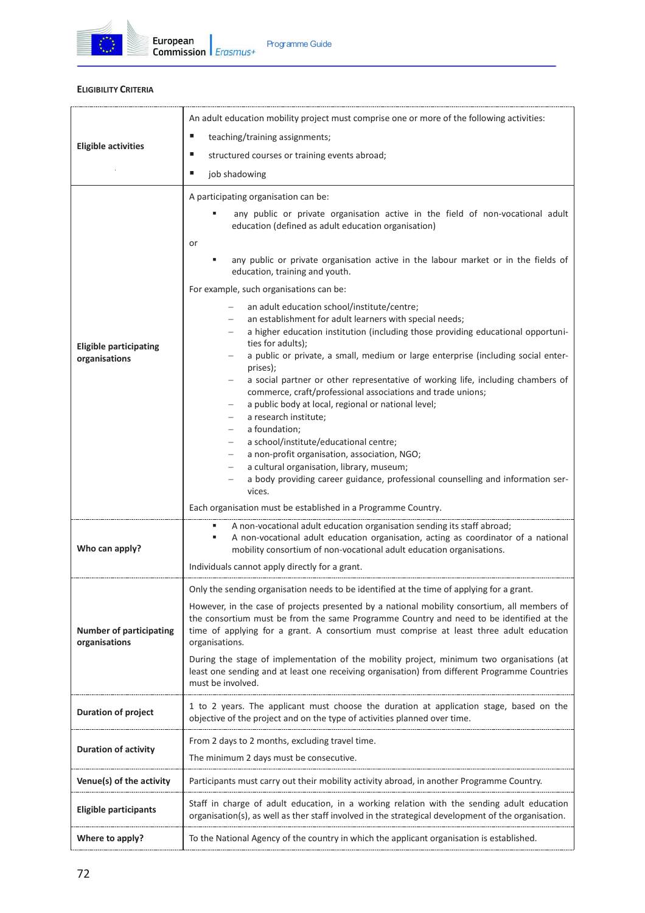#### Eligibility Criteria

| | |
|---|---|
| **Eligible activities** | An adult education mobility project must comprise one or more of the following activities:<br>▪ teaching/training assignments;<br>▪ structured courses or training events abroad;<br>▪ job shadowing |
| **Eligible participating organisations** | A participating organisation can be:<br>▪ any public or private organisation active in the field of non-vocational adult education (defined as adult education organisation)<br>or<br>▪ any public or private organisation active in the labour market or in the fields of education, training and youth.<br>For example, such organisations can be:<br>– an adult education school/institute/centre;<br>– an establishment for adult learners with special needs;<br>– a higher education institution (including those providing educational opportunities for adults);<br>– a public or private, a small, medium or large enterprise (including social enterprises);<br>– a social partner or other representative of working life, including chambers of commerce, craft/professional associations and trade unions;<br>– a public body at local, regional or national level;<br>– a research institute;<br>– a foundation;<br>– a school/institute/educational centre;<br>– a non-profit organisation, association, NGO;<br>– a cultural organisation, library, museum;<br>– a body providing career guidance, professional counselling and information services.<br>Each organisation must be established in a Programme Country. |
| **Who can apply?** | ▪ A non-vocational adult education organisation sending its staff abroad;<br>▪ A non-vocational adult education organisation, acting as coordinator of a national mobility consortium of non-vocational adult education organisations.<br>Individuals cannot apply directly for a grant. |
| **Number of participating organisations** | Only the sending organisation needs to be identified at the time of applying for a grant.<br>However, in the case of projects presented by a national mobility consortium, all members of the consortium must be from the same Programme Country and need to be identified at the time of applying for a grant. A consortium must comprise at least three adult education organisations.<br>During the stage of implementation of the mobility project, minimum two organisations (at least one sending and at least one receiving organisation) from different Programme Countries must be involved. |
| **Duration of project** | 1 to 2 years. The applicant must choose the duration at application stage, based on the objective of the project and on the type of activities planned over time. |
| **Duration of activity** | From 2 days to 2 months, excluding travel time.<br>The minimum 2 days must be consecutive. |
| **Venue(s) of the activity** | Participants must carry out their mobility activity abroad, in another Programme Country. |
| **Eligible participants** | Staff in charge of adult education, in a working relation with the sending adult education organisation(s), as well as ther staff involved in the strategical development of the organisation. |
| **Where to apply?** | To the National Agency of the country in which the applicant organisation is established. |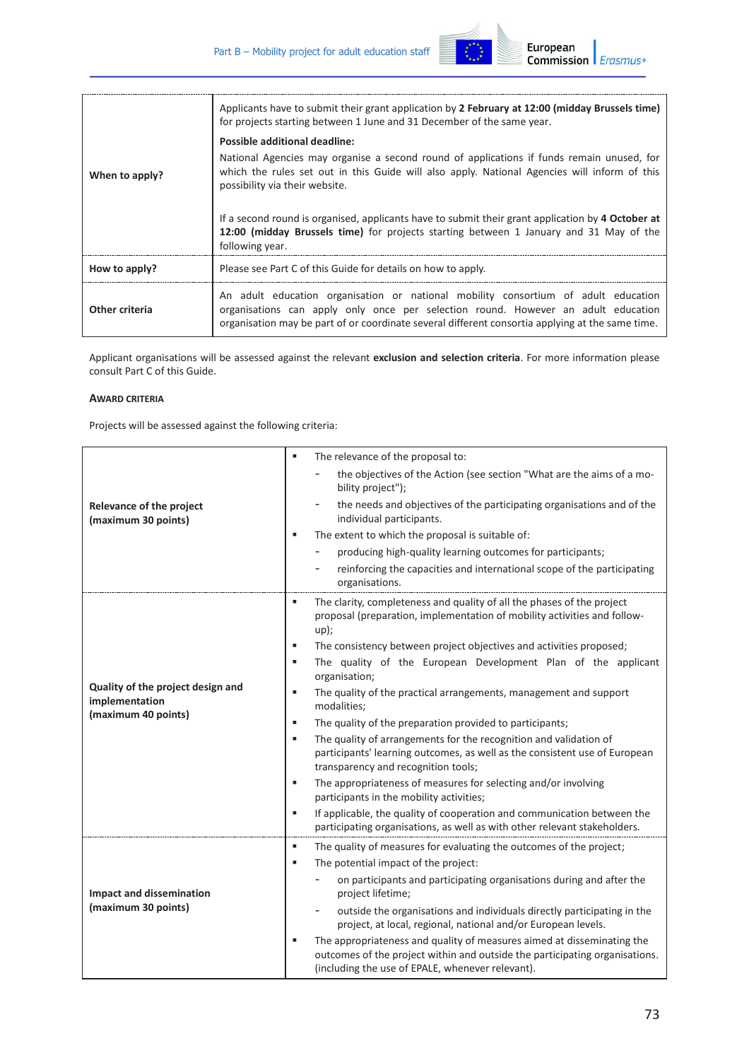| | |
|---|---|
| **When to apply?** | Applicants have to submit their grant application by **2 February at 12:00 (midday Brussels time)** for projects starting between 1 June and 31 December of the same year.<br><br>**Possible additional deadline:**<br><br>National Agencies may organise a second round of applications if funds remain unused, for which the rules set out in this Guide will also apply. National Agencies will inform of this possibility via their website.<br><br>If a second round is organised, applicants have to submit their grant application by **4 October at 12:00 (midday Brussels time)** for projects starting between 1 January and 31 May of the following year. |
| **How to apply?** | Please see Part C of this Guide for details on how to apply. |
| **Other criteria** | An adult education organisation or national mobility consortium of adult education organisations can apply only once per selection round. However an adult education organisation may be part of or coordinate several different consortia applying at the same time. |

Applicant organisations will be assessed against the relevant **exclusion and selection criteria**. For more information please consult Part C of this Guide.

#### AWARD CRITERIA

Projects will be assessed against the following criteria:

| | |
|---|---|
| **Relevance of the project (maximum 30 points)** | ▪ The relevance of the proposal to:<br>- the objectives of the Action (see section "What are the aims of a mobility project");<br>- the needs and objectives of the participating organisations and of the individual participants.<br>▪ The extent to which the proposal is suitable of:<br>- producing high-quality learning outcomes for participants;<br>- reinforcing the capacities and international scope of the participating organisations. |
| **Quality of the project design and implementation (maximum 40 points)** | ▪ The clarity, completeness and quality of all the phases of the project proposal (preparation, implementation of mobility activities and follow-up);<br>▪ The consistency between project objectives and activities proposed;<br>▪ The quality of the European Development Plan of the applicant organisation;<br>▪ The quality of the practical arrangements, management and support modalities;<br>▪ The quality of the preparation provided to participants;<br>▪ The quality of arrangements for the recognition and validation of participants' learning outcomes, as well as the consistent use of European transparency and recognition tools;<br>▪ The appropriateness of measures for selecting and/or involving participants in the mobility activities;<br>▪ If applicable, the quality of cooperation and communication between the participating organisations, as well as with other relevant stakeholders. |
| **Impact and dissemination (maximum 30 points)** | ▪ The quality of measures for evaluating the outcomes of the project;<br>▪ The potential impact of the project:<br>- on participants and participating organisations during and after the project lifetime;<br>- outside the organisations and individuals directly participating in the project, at local, regional, national and/or European levels.<br>▪ The appropriateness and quality of measures aimed at disseminating the outcomes of the project within and outside the participating organisations. (including the use of EPALE, whenever relevant). |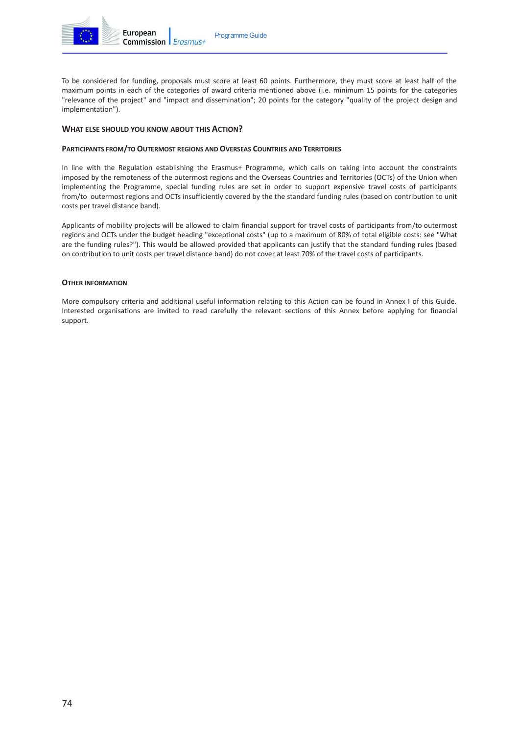To be considered for funding, proposals must score at least 60 points. Furthermore, they must score at least half of the maximum points in each of the categories of award criteria mentioned above (i.e. minimum 15 points for the categories "relevance of the project" and "impact and dissemination"; 20 points for the category "quality of the project design and implementation").

### WHAT ELSE SHOULD YOU KNOW ABOUT THIS ACTION?

#### PARTICIPANTS FROM/TO OUTERMOST REGIONS AND OVERSEAS COUNTRIES AND TERRITORIES

In line with the Regulation establishing the Erasmus+ Programme, which calls on taking into account the constraints imposed by the remoteness of the outermost regions and the Overseas Countries and Territories (OCTs) of the Union when implementing the Programme, special funding rules are set in order to support expensive travel costs of participants from/to outermost regions and OCTs insufficiently covered by the the standard funding rules (based on contribution to unit costs per travel distance band).

Applicants of mobility projects will be allowed to claim financial support for travel costs of participants from/to outermost regions and OCTs under the budget heading "exceptional costs" (up to a maximum of 80% of total eligible costs: see "What are the funding rules?"). This would be allowed provided that applicants can justify that the standard funding rules (based on contribution to unit costs per travel distance band) do not cover at least 70% of the travel costs of participants.

#### OTHER INFORMATION

More compulsory criteria and additional useful information relating to this Action can be found in Annex I of this Guide. Interested organisations are invited to read carefully the relevant sections of this Annex before applying for financial support.